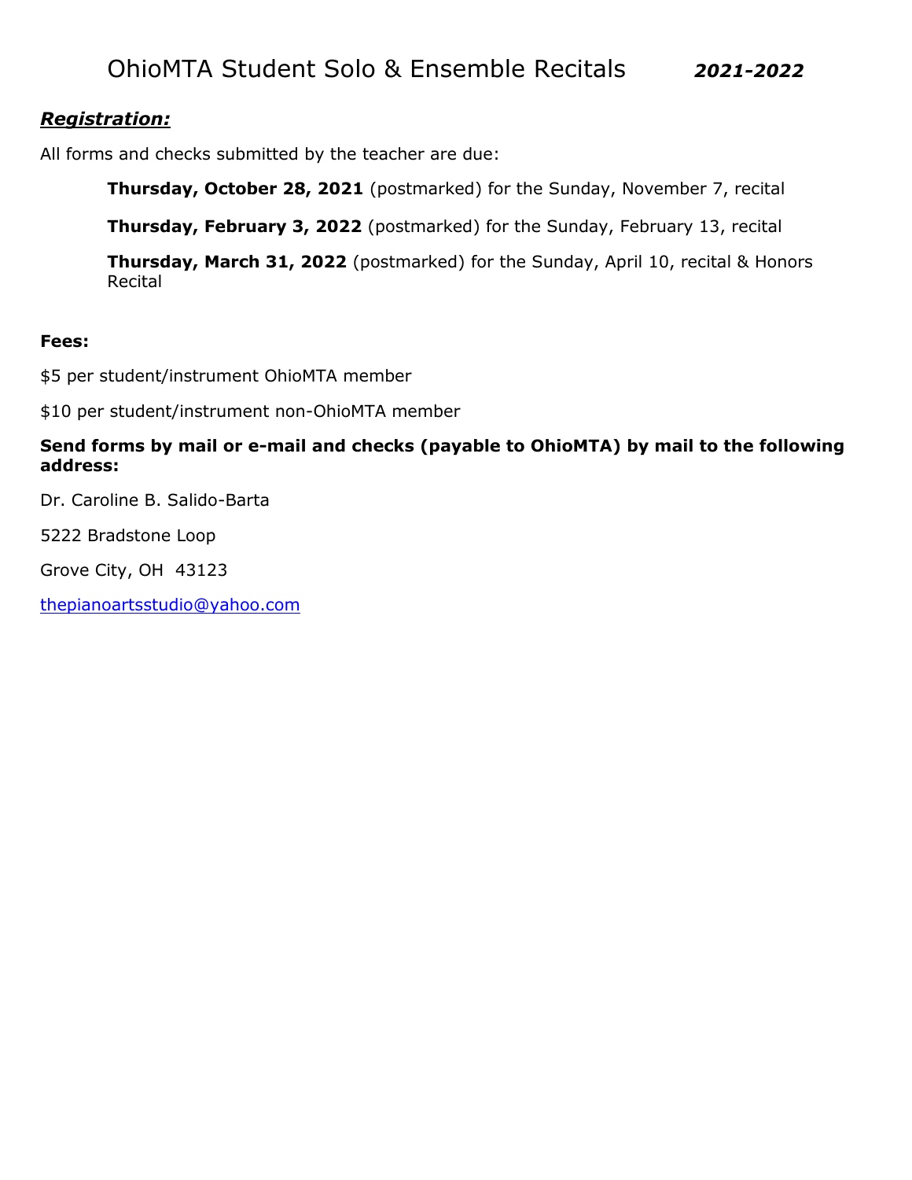# OhioMTA Student Solo & Ensemble Recitals ***2021-2022***

***Registration:***

All forms and checks submitted by the teacher are due:

> **Thursday, October 28, 2021** (postmarked) for the Sunday, November 7, recital
>
> **Thursday, February 3, 2022** (postmarked) for the Sunday, February 13, recital
>
> **Thursday, March 31, 2022** (postmarked) for the Sunday, April 10, recital & Honors Recital

**Fees:**

$5 per student/instrument OhioMTA member

$10 per student/instrument non-OhioMTA member

**Send forms by mail or e-mail and checks (payable to OhioMTA) by mail to the following address:**

Dr. Caroline B. Salido-Barta

5222 Bradstone Loop

Grove City, OH 43123

thepianoartsstudio@yahoo.com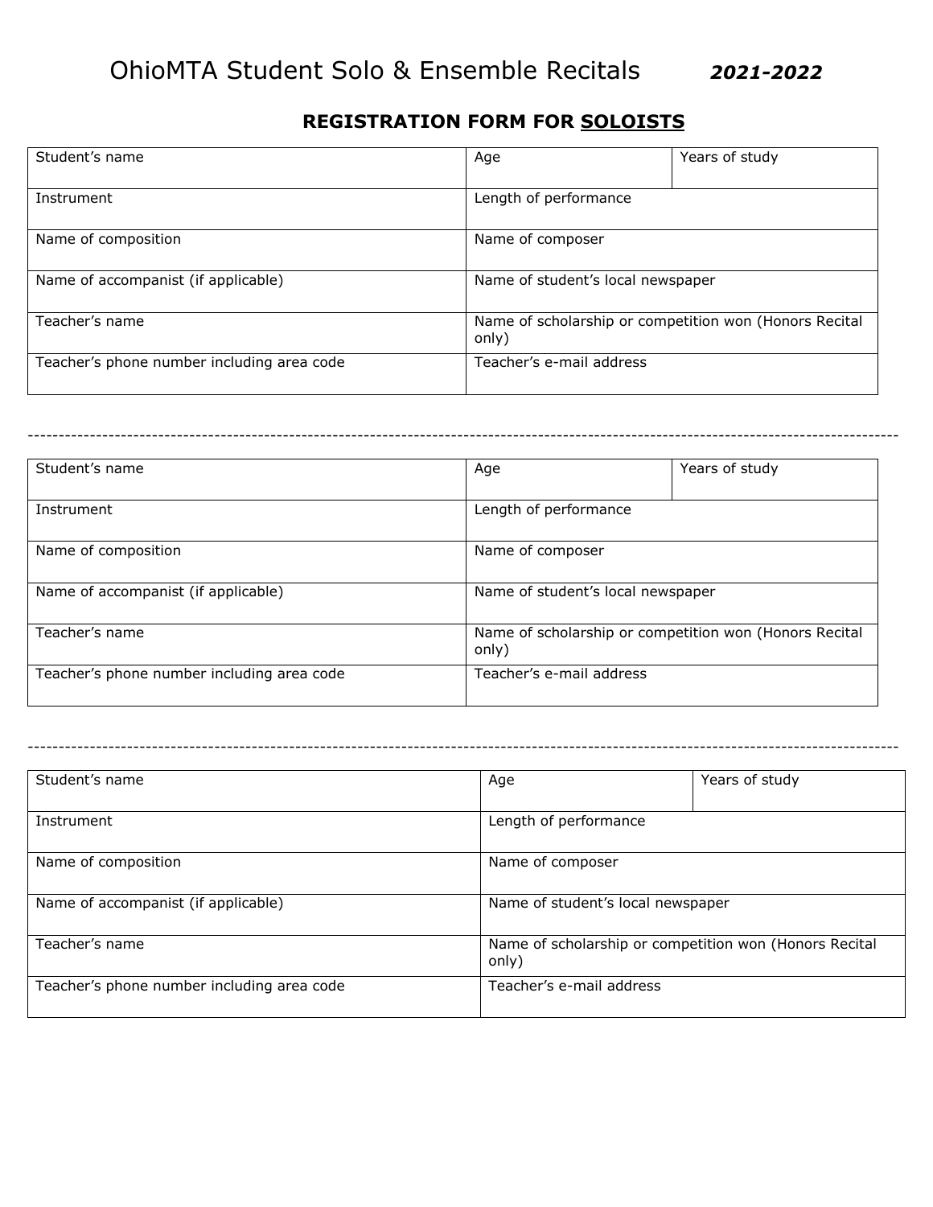# OhioMTA Student Solo & Ensemble Recitals ***2021-2022***

## REGISTRATION FORM FOR <u>SOLOISTS</u>

| Student's name | Age | Years of study |
|---|---|---|
| Instrument | Length of performance | |
| Name of composition | Name of composer | |
| Name of accompanist (if applicable) | Name of student's local newspaper | |
| Teacher's name | Name of scholarship or competition won (Honors Recital only) | |
| Teacher's phone number including area code | Teacher's e-mail address | |

---

| Student's name | Age | Years of study |
|---|---|---|
| Instrument | Length of performance | |
| Name of composition | Name of composer | |
| Name of accompanist (if applicable) | Name of student's local newspaper | |
| Teacher's name | Name of scholarship or competition won (Honors Recital only) | |
| Teacher's phone number including area code | Teacher's e-mail address | |

---

| Student's name | Age | Years of study |
|---|---|---|
| Instrument | Length of performance | |
| Name of composition | Name of composer | |
| Name of accompanist (if applicable) | Name of student's local newspaper | |
| Teacher's name | Name of scholarship or competition won (Honors Recital only) | |
| Teacher's phone number including area code | Teacher's e-mail address | |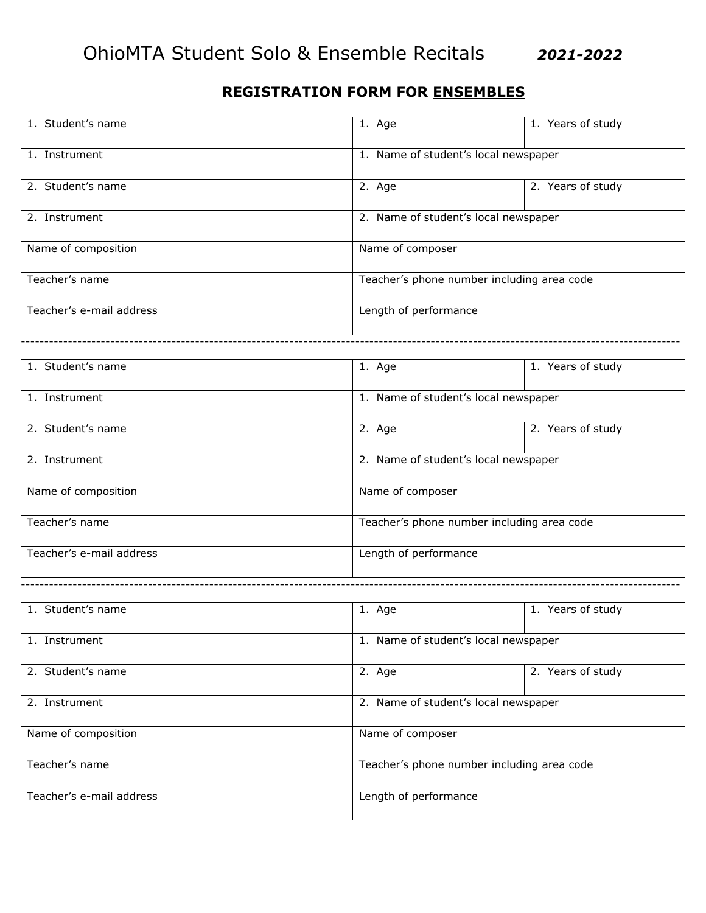OhioMTA Student Solo & Ensemble Recitals ***2021-2022***

## REGISTRATION FORM FOR <u>ENSEMBLES</u>

| | | |
|---|---|---|
| 1. Student's name | 1. Age | 1. Years of study |
| 1. Instrument | 1. Name of student's local newspaper | |
| 2. Student's name | 2. Age | 2. Years of study |
| 2. Instrument | 2. Name of student's local newspaper | |
| Name of composition | Name of composer | |
| Teacher's name | Teacher's phone number including area code | |
| Teacher's e-mail address | Length of performance | |

-----------------------------------------------------------------------------------------------------------------------------------

| | | |
|---|---|---|
| 1. Student's name | 1. Age | 1. Years of study |
| 1. Instrument | 1. Name of student's local newspaper | |
| 2. Student's name | 2. Age | 2. Years of study |
| 2. Instrument | 2. Name of student's local newspaper | |
| Name of composition | Name of composer | |
| Teacher's name | Teacher's phone number including area code | |
| Teacher's e-mail address | Length of performance | |

-----------------------------------------------------------------------------------------------------------------------------------

| | | |
|---|---|---|
| 1. Student's name | 1. Age | 1. Years of study |
| 1. Instrument | 1. Name of student's local newspaper | |
| 2. Student's name | 2. Age | 2. Years of study |
| 2. Instrument | 2. Name of student's local newspaper | |
| Name of composition | Name of composer | |
| Teacher's name | Teacher's phone number including area code | |
| Teacher's e-mail address | Length of performance | |